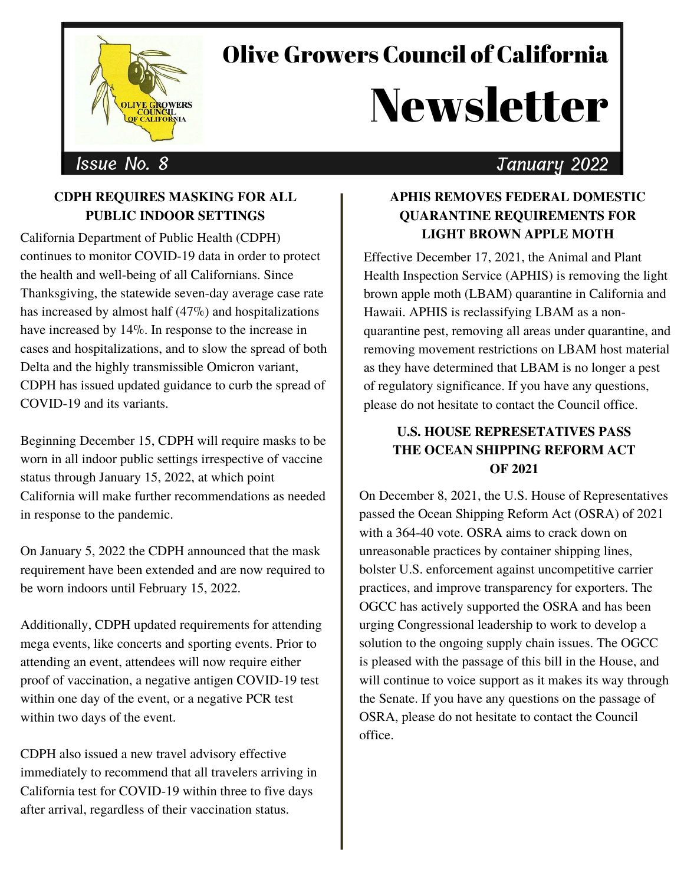# Olive Growers Council of California

# Newsletter

Issue No. 8 — January 2022

## CDPH REQUIRES MASKING FOR ALL PUBLIC INDOOR SETTINGS

California Department of Public Health (CDPH) continues to monitor COVID-19 data in order to protect the health and well-being of all Californians. Since Thanksgiving, the statewide seven-day average case rate has increased by almost half (47%) and hospitalizations have increased by 14%. In response to the increase in cases and hospitalizations, and to slow the spread of both Delta and the highly transmissible Omicron variant, CDPH has issued updated guidance to curb the spread of COVID-19 and its variants.

Beginning December 15, CDPH will require masks to be worn in all indoor public settings irrespective of vaccine status through January 15, 2022, at which point California will make further recommendations as needed in response to the pandemic.

On January 5, 2022 the CDPH announced that the mask requirement have been extended and are now required to be worn indoors until February 15, 2022.

Additionally, CDPH updated requirements for attending mega events, like concerts and sporting events. Prior to attending an event, attendees will now require either proof of vaccination, a negative antigen COVID-19 test within one day of the event, or a negative PCR test within two days of the event.

CDPH also issued a new travel advisory effective immediately to recommend that all travelers arriving in California test for COVID-19 within three to five days after arrival, regardless of their vaccination status.

## APHIS REMOVES FEDERAL DOMESTIC QUARANTINE REQUIREMENTS FOR LIGHT BROWN APPLE MOTH

Effective December 17, 2021, the Animal and Plant Health Inspection Service (APHIS) is removing the light brown apple moth (LBAM) quarantine in California and Hawaii. APHIS is reclassifying LBAM as a non-quarantine pest, removing all areas under quarantine, and removing movement restrictions on LBAM host material as they have determined that LBAM is no longer a pest of regulatory significance. If you have any questions, please do not hesitate to contact the Council office.

## U.S. HOUSE REPRESETATIVES PASS THE OCEAN SHIPPING REFORM ACT OF 2021

On December 8, 2021, the U.S. House of Representatives passed the Ocean Shipping Reform Act (OSRA) of 2021 with a 364-40 vote. OSRA aims to crack down on unreasonable practices by container shipping lines, bolster U.S. enforcement against uncompetitive carrier practices, and improve transparency for exporters. The OGCC has actively supported the OSRA and has been urging Congressional leadership to work to develop a solution to the ongoing supply chain issues. The OGCC is pleased with the passage of this bill in the House, and will continue to voice support as it makes its way through the Senate. If you have any questions on the passage of OSRA, please do not hesitate to contact the Council office.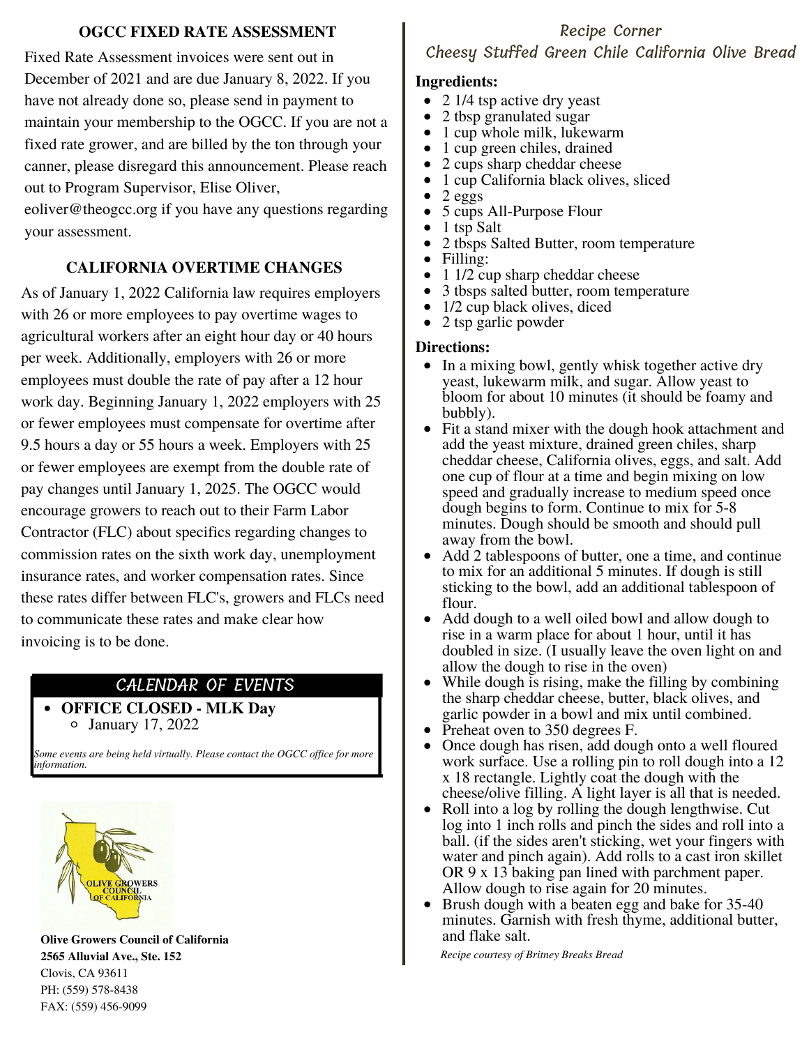## OGCC FIXED RATE ASSESSMENT

Fixed Rate Assessment invoices were sent out in December of 2021 and are due January 8, 2022. If you have not already done so, please send in payment to maintain your membership to the OGCC. If you are not a fixed rate grower, and are billed by the ton through your canner, please disregard this announcement. Please reach out to Program Supervisor, Elise Oliver, eoliver@theogcc.org if you have any questions regarding your assessment.

## CALIFORNIA OVERTIME CHANGES

As of January 1, 2022 California law requires employers with 26 or more employees to pay overtime wages to agricultural workers after an eight hour day or 40 hours per week. Additionally, employers with 26 or more employees must double the rate of pay after a 12 hour work day. Beginning January 1, 2022 employers with 25 or fewer employees must compensate for overtime after 9.5 hours a day or 55 hours a week. Employers with 25 or fewer employees are exempt from the double rate of pay changes until January 1, 2025. The OGCC would encourage growers to reach out to their Farm Labor Contractor (FLC) about specifics regarding changes to commission rates on the sixth work day, unemployment insurance rates, and worker compensation rates. Since these rates differ between FLC's, growers and FLCs need to communicate these rates and make clear how invoicing is to be done.

## CALENDAR OF EVENTS

- **OFFICE CLOSED - MLK Day**
  - January 17, 2022

*Some events are being held virtually. Please contact the OGCC office for more information.*

OLIVE GROWERS COUNCIL OF CALIFORNIA

**Olive Growers Council of California**
**2565 Alluvial Ave., Ste. 152**
Clovis, CA 93611
PH: (559) 578-8438
FAX: (559) 456-9099

## Recipe Corner
### Cheesy Stuffed Green Chile California Olive Bread

**Ingredients:**

- 2 1/4 tsp active dry yeast
- 2 tbsp granulated sugar
- 1 cup whole milk, lukewarm
- 1 cup green chiles, drained
- 2 cups sharp cheddar cheese
- 1 cup California black olives, sliced
- 2 eggs
- 5 cups All-Purpose Flour
- 1 tsp Salt
- 2 tbsps Salted Butter, room temperature
- Filling:
- 1 1/2 cup sharp cheddar cheese
- 3 tbsps salted butter, room temperature
- 1/2 cup black olives, diced
- 2 tsp garlic powder

**Directions:**

- In a mixing bowl, gently whisk together active dry yeast, lukewarm milk, and sugar. Allow yeast to bloom for about 10 minutes (it should be foamy and bubbly).
- Fit a stand mixer with the dough hook attachment and add the yeast mixture, drained green chiles, sharp cheddar cheese, California olives, eggs, and salt. Add one cup of flour at a time and begin mixing on low speed and gradually increase to medium speed once dough begins to form. Continue to mix for 5-8 minutes. Dough should be smooth and should pull away from the bowl.
- Add 2 tablespoons of butter, one a time, and continue to mix for an additional 5 minutes. If dough is still sticking to the bowl, add an additional tablespoon of flour.
- Add dough to a well oiled bowl and allow dough to rise in a warm place for about 1 hour, until it has doubled in size. (I usually leave the oven light on and allow the dough to rise in the oven)
- While dough is rising, make the filling by combining the sharp cheddar cheese, butter, black olives, and garlic powder in a bowl and mix until combined.
- Preheat oven to 350 degrees F.
- Once dough has risen, add dough onto a well floured work surface. Use a rolling pin to roll dough into a 12 x 18 rectangle. Lightly coat the dough with the cheese/olive filling. A light layer is all that is needed.
- Roll into a log by rolling the dough lengthwise. Cut log into 1 inch rolls and pinch the sides and roll into a ball. (if the sides aren't sticking, wet your fingers with water and pinch again). Add rolls to a cast iron skillet OR 9 x 13 baking pan lined with parchment paper. Allow dough to rise again for 20 minutes.
- Brush dough with a beaten egg and bake for 35-40 minutes. Garnish with fresh thyme, additional butter, and flake salt.

*Recipe courtesy of Britney Breaks Bread*